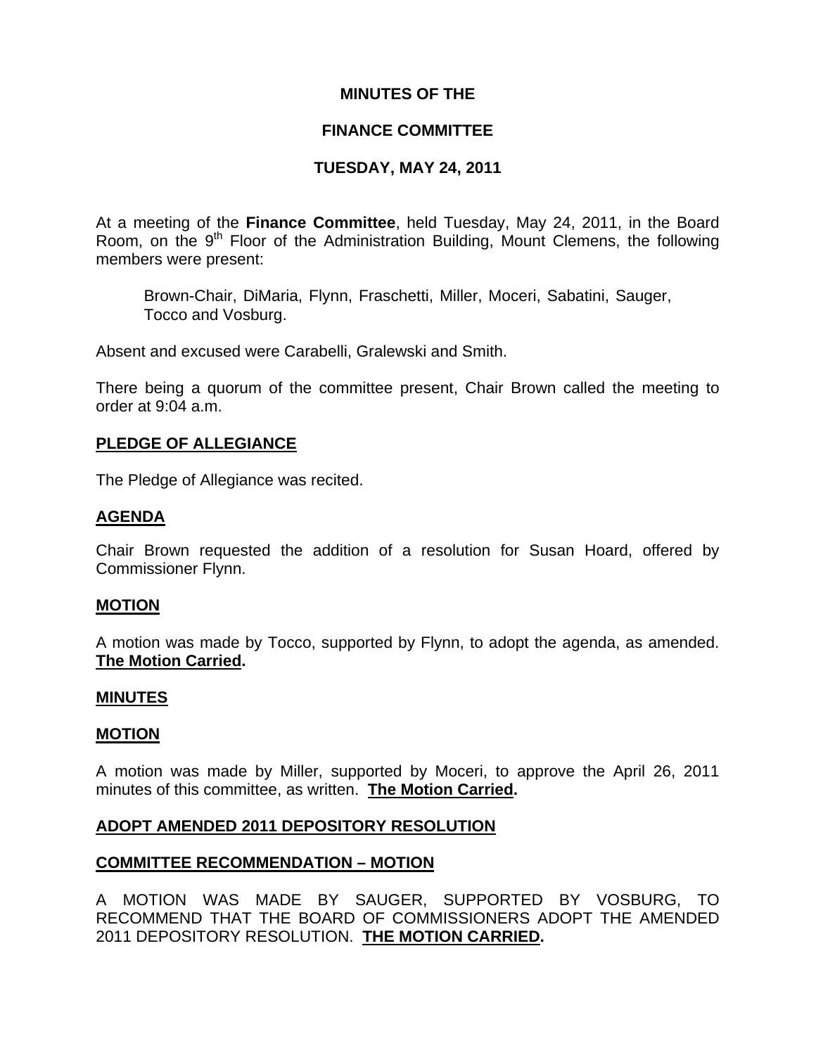**MINUTES OF THE**

**FINANCE COMMITTEE**

**TUESDAY, MAY 24, 2011**

At a meeting of the **Finance Committee**, held Tuesday, May 24, 2011, in the Board Room, on the 9th Floor of the Administration Building, Mount Clemens, the following members were present:

Brown-Chair, DiMaria, Flynn, Fraschetti, Miller, Moceri, Sabatini, Sauger, Tocco and Vosburg.

Absent and excused were Carabelli, Gralewski and Smith.

There being a quorum of the committee present, Chair Brown called the meeting to order at 9:04 a.m.

**PLEDGE OF ALLEGIANCE**

The Pledge of Allegiance was recited.

**AGENDA**

Chair Brown requested the addition of a resolution for Susan Hoard, offered by Commissioner Flynn.

**MOTION**

A motion was made by Tocco, supported by Flynn, to adopt the agenda, as amended. **The Motion Carried.**

**MINUTES**

**MOTION**

A motion was made by Miller, supported by Moceri, to approve the April 26, 2011 minutes of this committee, as written. **The Motion Carried.**

**ADOPT AMENDED 2011 DEPOSITORY RESOLUTION**

**COMMITTEE RECOMMENDATION – MOTION**

A MOTION WAS MADE BY SAUGER, SUPPORTED BY VOSBURG, TO RECOMMEND THAT THE BOARD OF COMMISSIONERS ADOPT THE AMENDED 2011 DEPOSITORY RESOLUTION. **THE MOTION CARRIED.**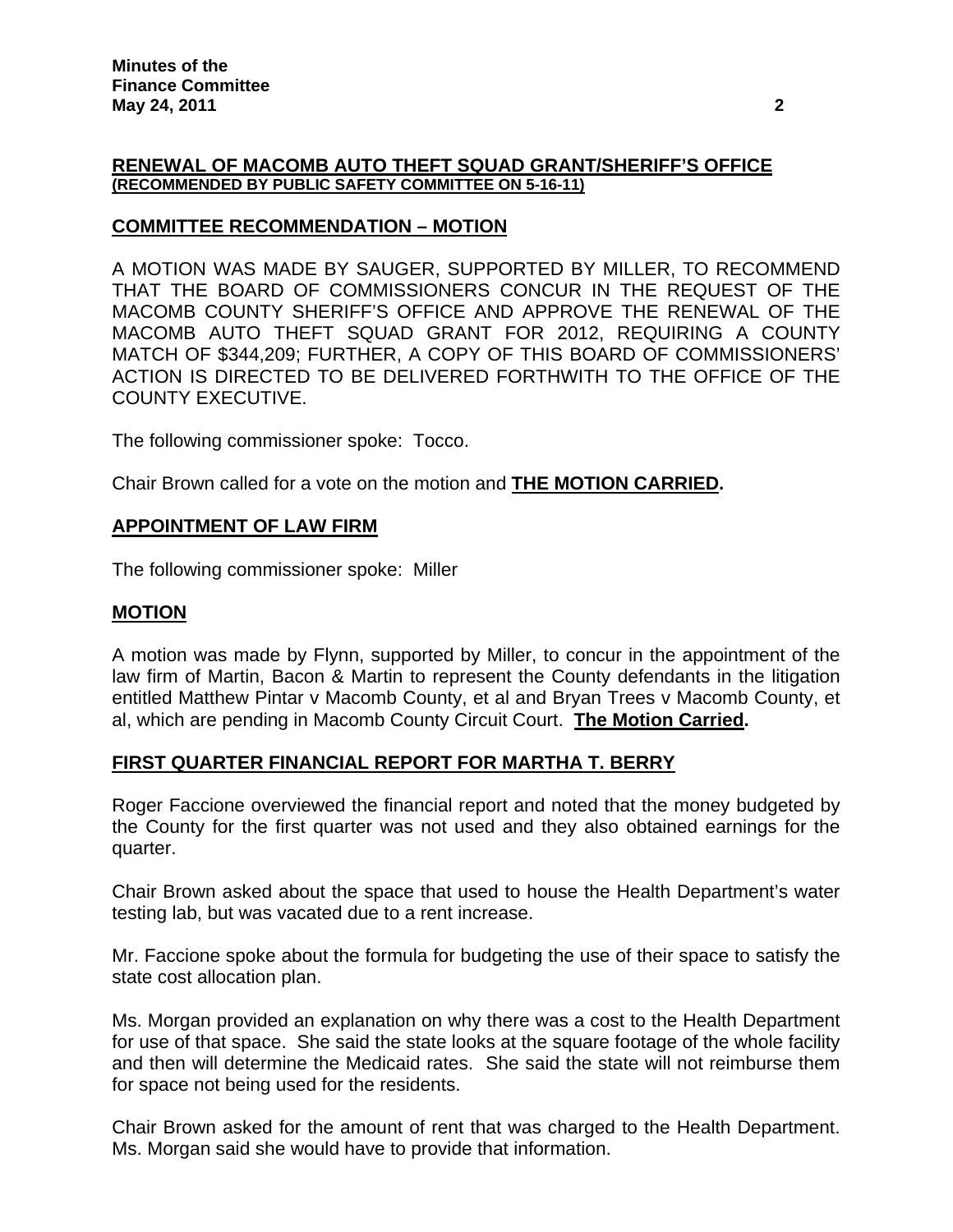**RENEWAL OF MACOMB AUTO THEFT SQUAD GRANT/SHERIFF'S OFFICE**
**(RECOMMENDED BY PUBLIC SAFETY COMMITTEE ON 5-16-11)**

**COMMITTEE RECOMMENDATION – MOTION**

A MOTION WAS MADE BY SAUGER, SUPPORTED BY MILLER, TO RECOMMEND THAT THE BOARD OF COMMISSIONERS CONCUR IN THE REQUEST OF THE MACOMB COUNTY SHERIFF'S OFFICE AND APPROVE THE RENEWAL OF THE MACOMB AUTO THEFT SQUAD GRANT FOR 2012, REQUIRING A COUNTY MATCH OF $344,209; FURTHER, A COPY OF THIS BOARD OF COMMISSIONERS' ACTION IS DIRECTED TO BE DELIVERED FORTHWITH TO THE OFFICE OF THE COUNTY EXECUTIVE.

The following commissioner spoke: Tocco.

Chair Brown called for a vote on the motion and **THE MOTION CARRIED.**

**APPOINTMENT OF LAW FIRM**

The following commissioner spoke: Miller

**MOTION**

A motion was made by Flynn, supported by Miller, to concur in the appointment of the law firm of Martin, Bacon & Martin to represent the County defendants in the litigation entitled Matthew Pintar v Macomb County, et al and Bryan Trees v Macomb County, et al, which are pending in Macomb County Circuit Court. **The Motion Carried.**

**FIRST QUARTER FINANCIAL REPORT FOR MARTHA T. BERRY**

Roger Faccione overviewed the financial report and noted that the money budgeted by the County for the first quarter was not used and they also obtained earnings for the quarter.

Chair Brown asked about the space that used to house the Health Department's water testing lab, but was vacated due to a rent increase.

Mr. Faccione spoke about the formula for budgeting the use of their space to satisfy the state cost allocation plan.

Ms. Morgan provided an explanation on why there was a cost to the Health Department for use of that space. She said the state looks at the square footage of the whole facility and then will determine the Medicaid rates. She said the state will not reimburse them for space not being used for the residents.

Chair Brown asked for the amount of rent that was charged to the Health Department. Ms. Morgan said she would have to provide that information.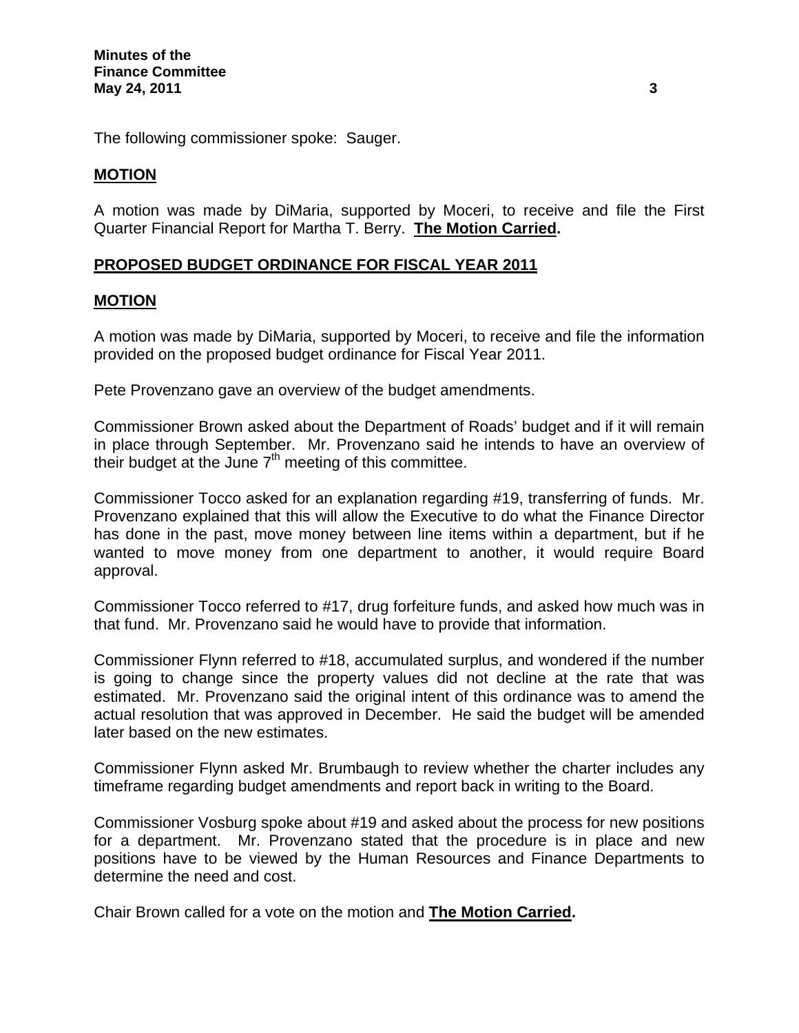The following commissioner spoke: Sauger.

**MOTION**

A motion was made by DiMaria, supported by Moceri, to receive and file the First Quarter Financial Report for Martha T. Berry. **The Motion Carried.**

**PROPOSED BUDGET ORDINANCE FOR FISCAL YEAR 2011**

**MOTION**

A motion was made by DiMaria, supported by Moceri, to receive and file the information provided on the proposed budget ordinance for Fiscal Year 2011.

Pete Provenzano gave an overview of the budget amendments.

Commissioner Brown asked about the Department of Roads' budget and if it will remain in place through September. Mr. Provenzano said he intends to have an overview of their budget at the June 7th meeting of this committee.

Commissioner Tocco asked for an explanation regarding #19, transferring of funds. Mr. Provenzano explained that this will allow the Executive to do what the Finance Director has done in the past, move money between line items within a department, but if he wanted to move money from one department to another, it would require Board approval.

Commissioner Tocco referred to #17, drug forfeiture funds, and asked how much was in that fund. Mr. Provenzano said he would have to provide that information.

Commissioner Flynn referred to #18, accumulated surplus, and wondered if the number is going to change since the property values did not decline at the rate that was estimated. Mr. Provenzano said the original intent of this ordinance was to amend the actual resolution that was approved in December. He said the budget will be amended later based on the new estimates.

Commissioner Flynn asked Mr. Brumbaugh to review whether the charter includes any timeframe regarding budget amendments and report back in writing to the Board.

Commissioner Vosburg spoke about #19 and asked about the process for new positions for a department. Mr. Provenzano stated that the procedure is in place and new positions have to be viewed by the Human Resources and Finance Departments to determine the need and cost.

Chair Brown called for a vote on the motion and **The Motion Carried.**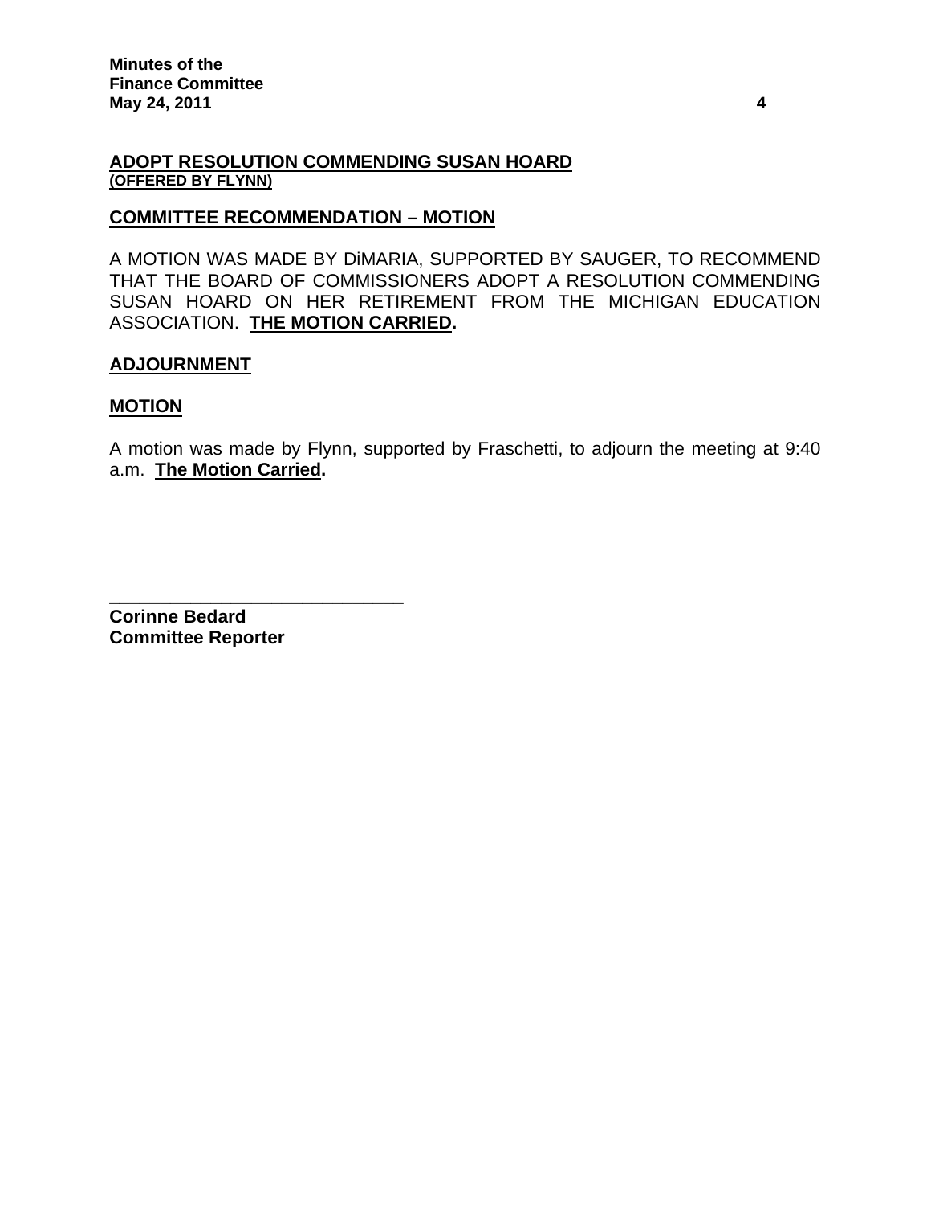**ADOPT RESOLUTION COMMENDING SUSAN HOARD**
**(OFFERED BY FLYNN)**

**COMMITTEE RECOMMENDATION – MOTION**

A MOTION WAS MADE BY DiMARIA, SUPPORTED BY SAUGER, TO RECOMMEND THAT THE BOARD OF COMMISSIONERS ADOPT A RESOLUTION COMMENDING SUSAN HOARD ON HER RETIREMENT FROM THE MICHIGAN EDUCATION ASSOCIATION. **THE MOTION CARRIED.**

**ADJOURNMENT**

**MOTION**

A motion was made by Flynn, supported by Fraschetti, to adjourn the meeting at 9:40 a.m. **The Motion Carried.**

\_\_\_\_\_\_\_\_\_\_\_\_\_\_\_\_\_\_\_\_\_\_\_\_\_\_\_\_\_\_

**Corinne Bedard**
**Committee Reporter**